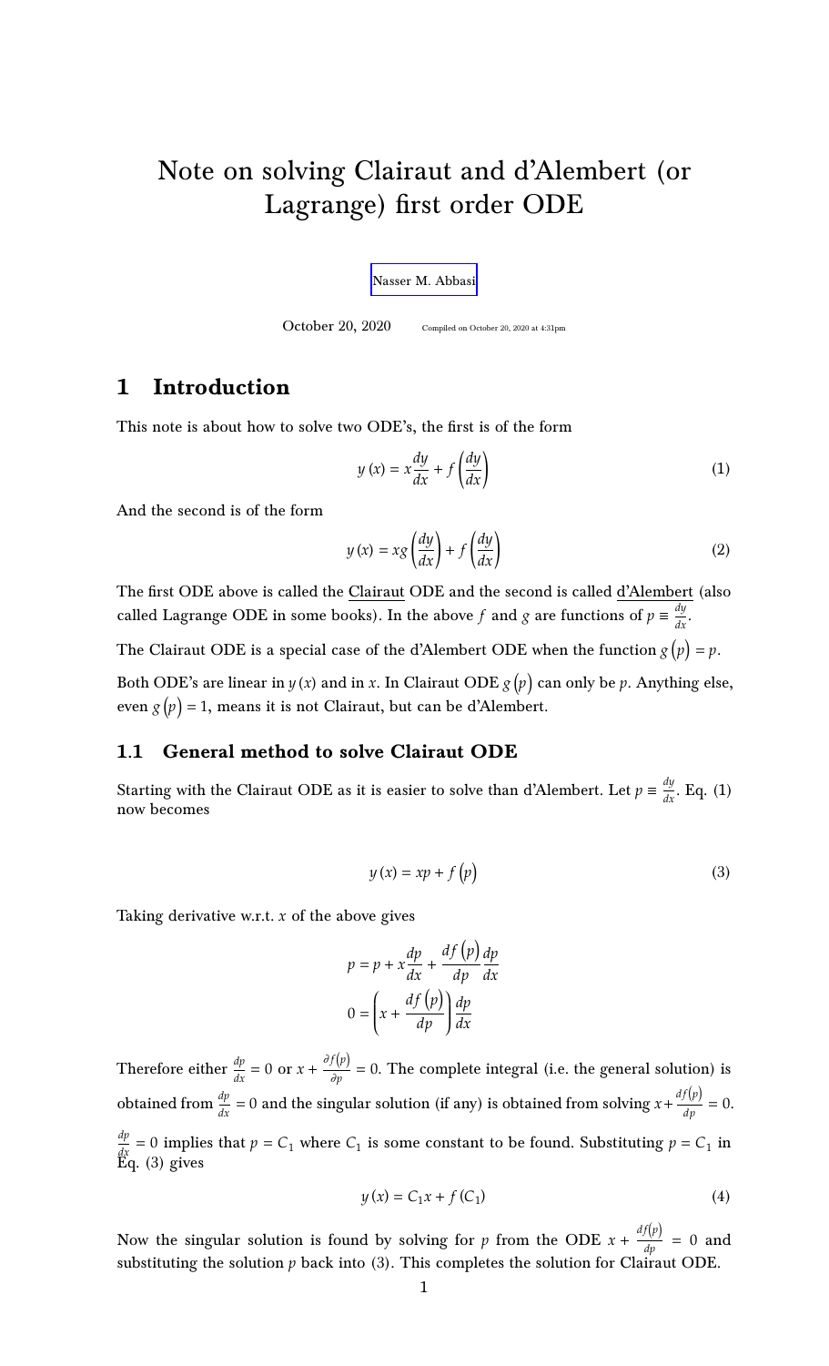# Note on solving Clairaut and d'Alembert (or Lagrange) first order ODE

Nasser M. Abbasi

October 20, 2020 Compiled on October 20, 2020 at 4:31pm

## 1 Introduction

This note is about how to solve two ODE's, the first is of the form

$$y(x) = x\frac{dy}{dx} + f\left(\frac{dy}{dx}\right) \tag{1}$$

And the second is of the form

$$y(x) = xg\left(\frac{dy}{dx}\right) + f\left(\frac{dy}{dx}\right) \tag{2}$$

The first ODE above is called the Clairaut ODE and the second is called d'Alembert (also called Lagrange ODE in some books). In the above $f$ and $g$ are functions of $p \equiv \frac{dy}{dx}$.

The Clairaut ODE is a special case of the d'Alembert ODE when the function $g(p) = p$.

Both ODE's are linear in $y(x)$ and in $x$. In Clairaut ODE $g(p)$ can only be $p$. Anything else, even $g(p) = 1$, means it is not Clairaut, but can be d'Alembert.

### 1.1 General method to solve Clairaut ODE

Starting with the Clairaut ODE as it is easier to solve than d'Alembert. Let $p \equiv \frac{dy}{dx}$. Eq. (1) now becomes

$$y(x) = xp + f(p) \tag{3}$$

Taking derivative w.r.t. $x$ of the above gives

$$\begin{aligned}
p &= p + x\frac{dp}{dx} + \frac{df(p)}{dp}\frac{dp}{dx} \\
0 &= \left(x + \frac{df(p)}{dp}\right)\frac{dp}{dx}
\end{aligned}$$

Therefore either $\frac{dp}{dx} = 0$ or $x + \frac{\partial f(p)}{\partial p} = 0$. The complete integral (i.e. the general solution) is obtained from $\frac{dp}{dx} = 0$ and the singular solution (if any) is obtained from solving $x + \frac{df(p)}{dp} = 0$. $\frac{dp}{dx} = 0$ implies that $p = C_1$ where $C_1$ is some constant to be found. Substituting $p = C_1$ in Eq. (3) gives

$$y(x) = C_1 x + f(C_1) \tag{4}$$

Now the singular solution is found by solving for $p$ from the ODE $x + \frac{df(p)}{dp} = 0$ and substituting the solution $p$ back into (3). This completes the solution for Clairaut ODE.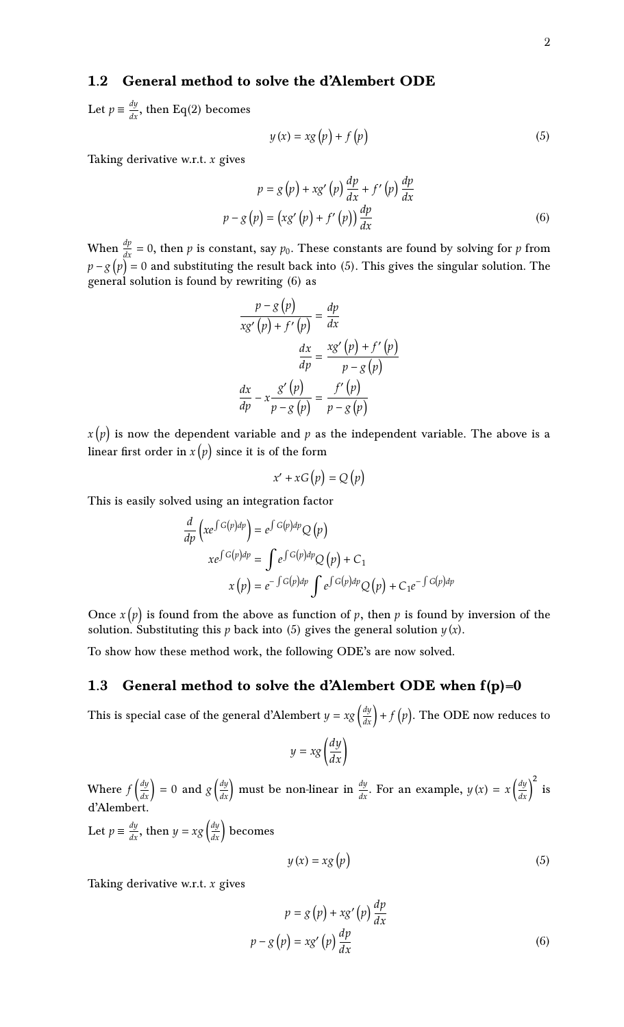## 1.2 General method to solve the d'Alembert ODE

Let $p \equiv \frac{dy}{dx}$, then Eq(2) becomes

$$y(x) = xg(p) + f(p) \tag{5}$$

Taking derivative w.r.t. $x$ gives

$$\begin{aligned} p &= g(p) + xg'(p)\frac{dp}{dx} + f'(p)\frac{dp}{dx} \\ p - g(p) &= \left(xg'(p) + f'(p)\right)\frac{dp}{dx} \end{aligned} \tag{6}$$

When $\frac{dp}{dx} = 0$, then $p$ is constant, say $p_0$. These constants are found by solving for $p$ from $p - g(p) = 0$ and substituting the result back into (5). This gives the singular solution. The general solution is found by rewriting (6) as

$$\begin{aligned} \frac{p - g(p)}{xg'(p) + f'(p)} &= \frac{dp}{dx} \\ \frac{dx}{dp} &= \frac{xg'(p) + f'(p)}{p - g(p)} \\ \frac{dx}{dp} - x\frac{g'(p)}{p - g(p)} &= \frac{f'(p)}{p - g(p)} \end{aligned}$$

$x(p)$ is now the dependent variable and $p$ as the independent variable. The above is a linear first order in $x(p)$ since it is of the form

$$x' + xG(p) = Q(p)$$

This is easily solved using an integration factor

$$\begin{aligned} \frac{d}{dp}\left(xe^{\int G(p)dp}\right) &= e^{\int G(p)dp}Q(p) \\ xe^{\int G(p)dp} &= \int e^{\int G(p)dp}Q(p) + C_1 \\ x(p) &= e^{-\int G(p)dp}\int e^{\int G(p)dp}Q(p) + C_1 e^{-\int G(p)dp} \end{aligned}$$

Once $x(p)$ is found from the above as function of $p$, then $p$ is found by inversion of the solution. Substituting this $p$ back into (5) gives the general solution $y(x)$.

To show how these method work, the following ODE's are now solved.

## 1.3 General method to solve the d'Alembert ODE when f(p)=0

This is special case of the general d'Alembert $y = xg\left(\frac{dy}{dx}\right) + f(p)$. The ODE now reduces to

$$y = xg\left(\frac{dy}{dx}\right)$$

Where $f\left(\frac{dy}{dx}\right) = 0$ and $g\left(\frac{dy}{dx}\right)$ must be non-linear in $\frac{dy}{dx}$. For an example, $y(x) = x\left(\frac{dy}{dx}\right)^2$ is d'Alembert.

Let $p \equiv \frac{dy}{dx}$, then $y = xg\left(\frac{dy}{dx}\right)$ becomes

$$y(x) = xg(p) \tag{5}$$

Taking derivative w.r.t. $x$ gives

$$\begin{aligned} p &= g(p) + xg'(p)\frac{dp}{dx} \\ p - g(p) &= xg'(p)\frac{dp}{dx} \end{aligned} \tag{6}$$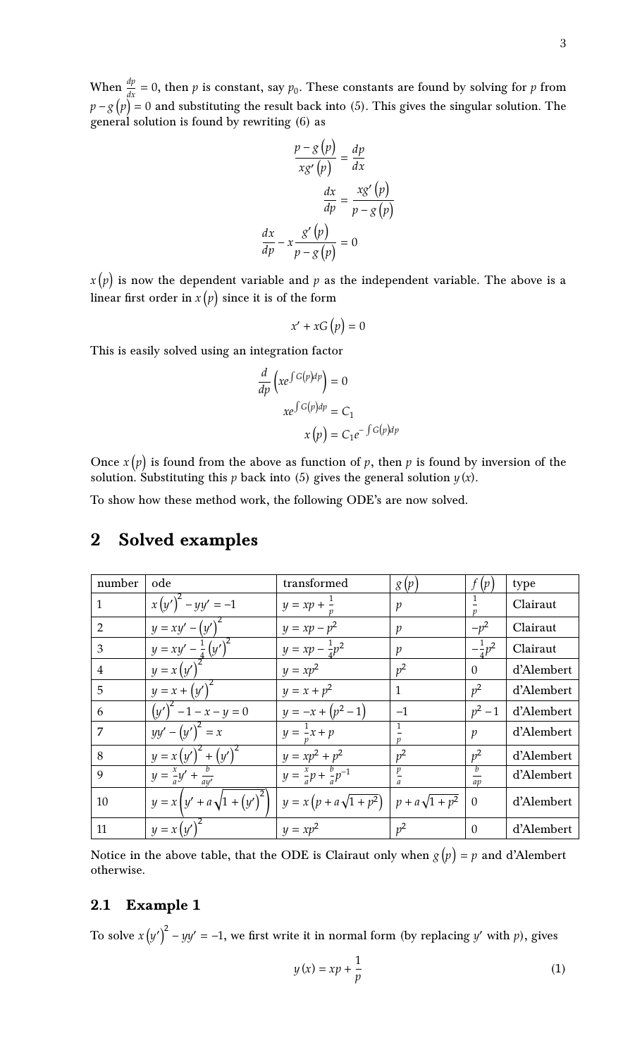When $\frac{dp}{dx} = 0$, then $p$ is constant, say $p_0$. These constants are found by solving for $p$ from $p - g(p) = 0$ and substituting the result back into (5). This gives the singular solution. The general solution is found by rewriting (6) as

$$\frac{p - g(p)}{xg'(p)} = \frac{dp}{dx}$$

$$\frac{dx}{dp} = \frac{xg'(p)}{p - g(p)}$$

$$\frac{dx}{dp} - x\frac{g'(p)}{p - g(p)} = 0$$

$x(p)$ is now the dependent variable and $p$ as the independent variable. The above is a linear first order in $x(p)$ since it is of the form

$$x' + xG(p) = 0$$

This is easily solved using an integration factor

$$\frac{d}{dp}\left(xe^{\int G(p)dp}\right) = 0$$

$$xe^{\int G(p)dp} = C_1$$

$$x(p) = C_1 e^{-\int G(p)dp}$$

Once $x(p)$ is found from the above as function of $p$, then $p$ is found by inversion of the solution. Substituting this $p$ back into (5) gives the general solution $y(x)$.

To show how these method work, the following ODE's are now solved.

## 2 Solved examples

| number | ode | transformed | $g(p)$ | $f(p)$ | type |
|---|---|---|---|---|---|
| 1 | $x(y')^2 - yy' = -1$ | $y = xp + \frac{1}{p}$ | $p$ | $\frac{1}{p}$ | Clairaut |
| 2 | $y = xy' - (y')^2$ | $y = xp - p^2$ | $p$ | $-p^2$ | Clairaut |
| 3 | $y = xy' - \frac{1}{4}(y')^2$ | $y = xp - \frac{1}{4}p^2$ | $p$ | $-\frac{1}{4}p^2$ | Clairaut |
| 4 | $y = x(y')^2$ | $y = xp^2$ | $p^2$ | $0$ | d'Alembert |
| 5 | $y = x + (y')^2$ | $y = x + p^2$ | $1$ | $p^2$ | d'Alembert |
| 6 | $(y')^2 - 1 - x - y = 0$ | $y = -x + (p^2 - 1)$ | $-1$ | $p^2 - 1$ | d'Alembert |
| 7 | $yy' - (y')^2 = x$ | $y = \frac{1}{p}x + p$ | $\frac{1}{p}$ | $p$ | d'Alembert |
| 8 | $y = x(y')^2 + (y')^2$ | $y = xp^2 + p^2$ | $p^2$ | $p^2$ | d'Alembert |
| 9 | $y = \frac{x}{a}y' + \frac{b}{ay'}$ | $y = \frac{x}{a}p + \frac{b}{a}p^{-1}$ | $\frac{p}{a}$ | $\frac{b}{ap}$ | d'Alembert |
| 10 | $y = x\left(y' + a\sqrt{1 + (y')^2}\right)$ | $y = x\left(p + a\sqrt{1 + p^2}\right)$ | $p + a\sqrt{1 + p^2}$ | $0$ | d'Alembert |
| 11 | $y = x(y')^2$ | $y = xp^2$ | $p^2$ | $0$ | d'Alembert |

Notice in the above table, that the ODE is Clairaut only when $g(p) = p$ and d'Alembert otherwise.

### 2.1 Example 1

To solve $x(y')^2 - yy' = -1$, we first write it in normal form (by replacing $y'$ with $p$), gives

$$y(x) = xp + \frac{1}{p} \tag{1}$$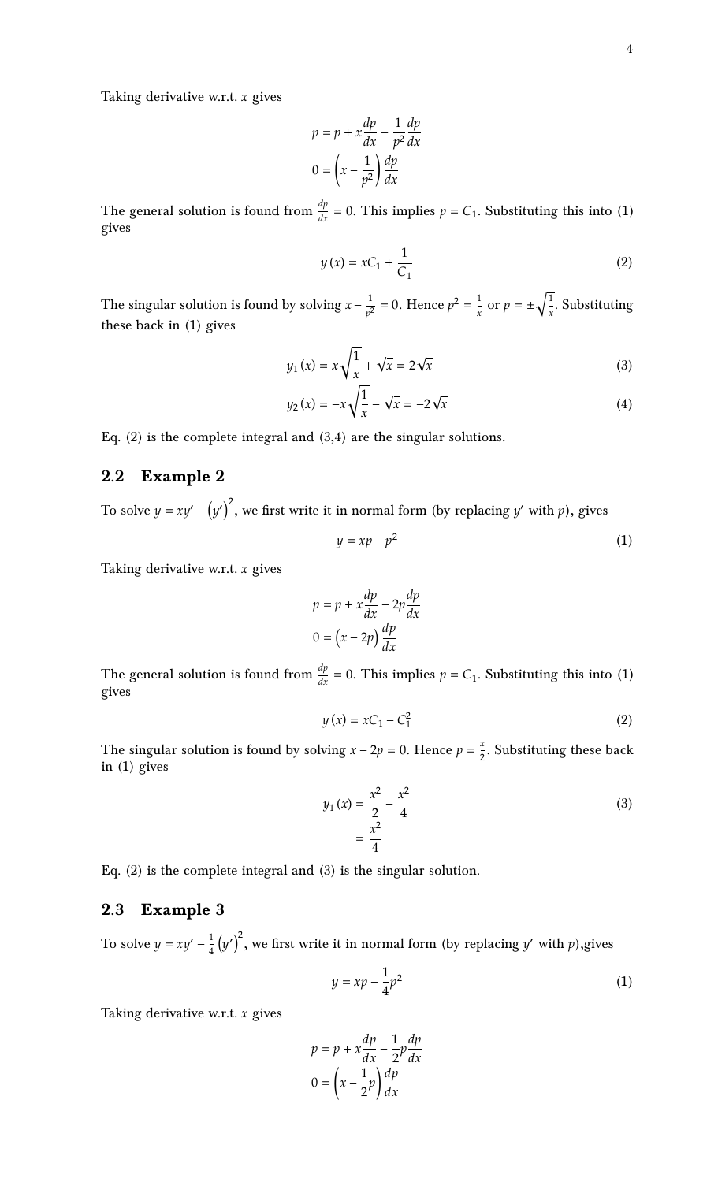Taking derivative w.r.t. $x$ gives

$$
\begin{aligned}
p &= p + x\frac{dp}{dx} - \frac{1}{p^2}\frac{dp}{dx} \\
0 &= \left(x - \frac{1}{p^2}\right)\frac{dp}{dx}
\end{aligned}
$$

The general solution is found from $\frac{dp}{dx} = 0$. This implies $p = C_1$. Substituting this into (1) gives

$$
y(x) = xC_1 + \frac{1}{C_1} \tag{2}
$$

The singular solution is found by solving $x - \frac{1}{p^2} = 0$. Hence $p^2 = \frac{1}{x}$ or $p = \pm\sqrt{\frac{1}{x}}$. Substituting these back in (1) gives

$$
y_1(x) = x\sqrt{\frac{1}{x}} + \sqrt{x} = 2\sqrt{x} \tag{3}
$$

$$
y_2(x) = -x\sqrt{\frac{1}{x}} - \sqrt{x} = -2\sqrt{x} \tag{4}
$$

Eq. (2) is the complete integral and (3,4) are the singular solutions.

## 2.2 Example 2

To solve $y = xy' - (y')^2$, we first write it in normal form (by replacing $y'$ with $p$), gives

$$
y = xp - p^2 \tag{1}
$$

Taking derivative w.r.t. $x$ gives

$$
\begin{aligned}
p &= p + x\frac{dp}{dx} - 2p\frac{dp}{dx} \\
0 &= (x - 2p)\frac{dp}{dx}
\end{aligned}
$$

The general solution is found from $\frac{dp}{dx} = 0$. This implies $p = C_1$. Substituting this into (1) gives

$$
y(x) = xC_1 - C_1^2 \tag{2}
$$

The singular solution is found by solving $x - 2p = 0$. Hence $p = \frac{x}{2}$. Substituting these back in (1) gives

$$
\begin{aligned}
y_1(x) &= \frac{x^2}{2} - \frac{x^2}{4} \qquad (3) \\
&= \frac{x^2}{4}
\end{aligned}
$$

Eq. (2) is the complete integral and (3) is the singular solution.

## 2.3 Example 3

To solve $y = xy' - \frac{1}{4}(y')^2$, we first write it in normal form (by replacing $y'$ with $p$),gives

$$
y = xp - \frac{1}{4}p^2 \tag{1}
$$

Taking derivative w.r.t. $x$ gives

$$
\begin{aligned}
p &= p + x\frac{dp}{dx} - \frac{1}{2}p\frac{dp}{dx} \\
0 &= \left(x - \frac{1}{2}p\right)\frac{dp}{dx}
\end{aligned}
$$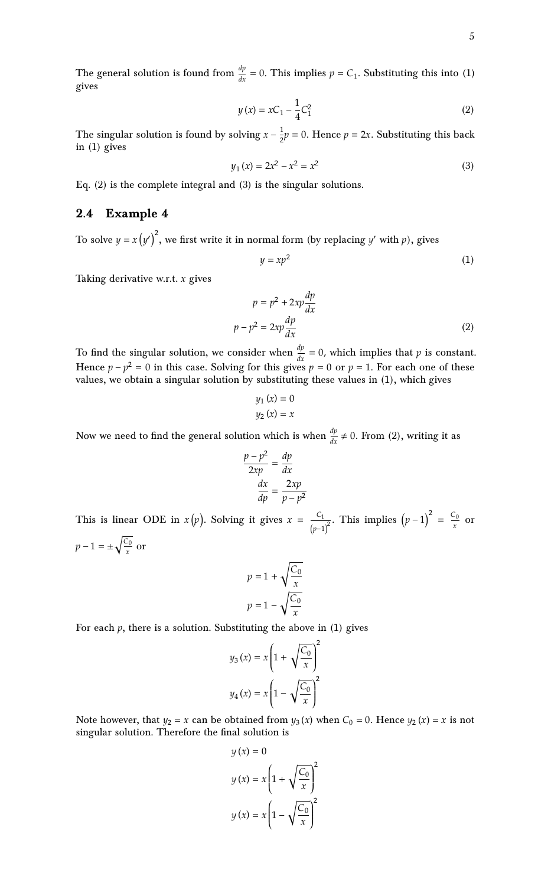The general solution is found from $\frac{dp}{dx} = 0$. This implies $p = C_1$. Substituting this into (1) gives

$$y(x) = xC_1 - \frac{1}{4}C_1^2 \tag{2}$$

The singular solution is found by solving $x - \frac{1}{2}p = 0$. Hence $p = 2x$. Substituting this back in (1) gives

$$y_1(x) = 2x^2 - x^2 = x^2 \tag{3}$$

Eq. (2) is the complete integral and (3) is the singular solutions.

## 2.4 Example 4

To solve $y = x\left(y'\right)^2$, we first write it in normal form (by replacing $y'$ with $p$), gives

$$y = xp^2 \tag{1}$$

Taking derivative w.r.t. $x$ gives

$$\begin{aligned} p &= p^2 + 2xp\frac{dp}{dx} \\ p - p^2 &= 2xp\frac{dp}{dx} \end{aligned} \tag{2}$$

To find the singular solution, we consider when $\frac{dp}{dx} = 0$, which implies that $p$ is constant. Hence $p - p^2 = 0$ in this case. Solving for this gives $p = 0$ or $p = 1$. For each one of these values, we obtain a singular solution by substituting these values in (1), which gives

$$\begin{aligned} y_1(x) &= 0 \\ y_2(x) &= x \end{aligned}$$

Now we need to find the general solution which is when $\frac{dp}{dx} \neq 0$. From (2), writing it as

$$\begin{aligned} \frac{p - p^2}{2xp} &= \frac{dp}{dx} \\ \frac{dx}{dp} &= \frac{2xp}{p - p^2} \end{aligned}$$

This is linear ODE in $x(p)$. Solving it gives $x = \frac{C_1}{(p-1)^2}$. This implies $\left(p-1\right)^2 = \frac{C_0}{x}$ or $p - 1 = \pm\sqrt{\frac{C_0}{x}}$ or

$$\begin{aligned} p &= 1 + \sqrt{\frac{C_0}{x}} \\ p &= 1 - \sqrt{\frac{C_0}{x}} \end{aligned}$$

For each $p$, there is a solution. Substituting the above in (1) gives

$$\begin{aligned} y_3(x) &= x\left(1 + \sqrt{\frac{C_0}{x}}\right)^2 \\ y_4(x) &= x\left(1 - \sqrt{\frac{C_0}{x}}\right)^2 \end{aligned}$$

Note however, that $y_2 = x$ can be obtained from $y_3(x)$ when $C_0 = 0$. Hence $y_2(x) = x$ is not singular solution. Therefore the final solution is

$$\begin{aligned} y(x) &= 0 \\ y(x) &= x\left(1 + \sqrt{\frac{C_0}{x}}\right)^2 \\ y(x) &= x\left(1 - \sqrt{\frac{C_0}{x}}\right)^2 \end{aligned}$$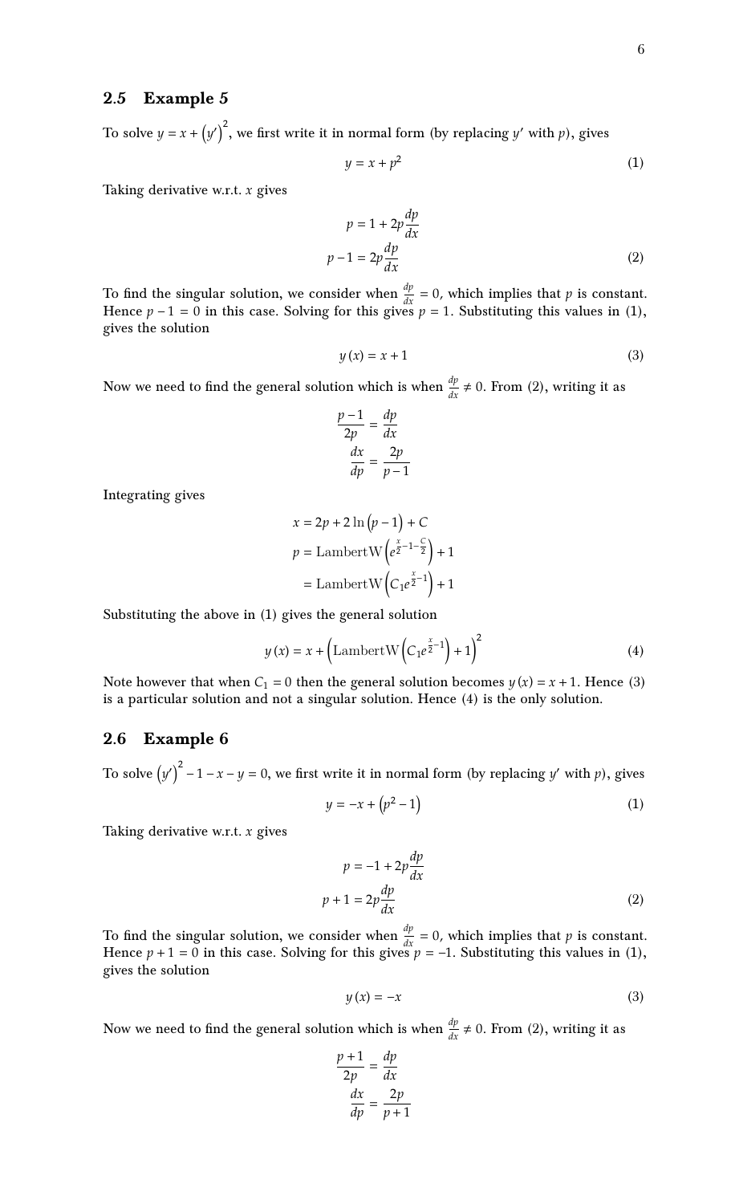## 2.5 Example 5

To solve $y = x + (y')^2$, we first write it in normal form (by replacing $y'$ with $p$), gives

$$y = x + p^2 \tag{1}$$

Taking derivative w.r.t. $x$ gives

$$\begin{aligned} p &= 1 + 2p\frac{dp}{dx} \\ p - 1 &= 2p\frac{dp}{dx} \end{aligned} \tag{2}$$

To find the singular solution, we consider when $\frac{dp}{dx} = 0$, which implies that $p$ is constant. Hence $p - 1 = 0$ in this case. Solving for this gives $p = 1$. Substituting this values in (1), gives the solution

$$y(x) = x + 1 \tag{3}$$

Now we need to find the general solution which is when $\frac{dp}{dx} \neq 0$. From (2), writing it as

$$\begin{aligned} \frac{p-1}{2p} &= \frac{dp}{dx} \\ \frac{dx}{dp} &= \frac{2p}{p-1} \end{aligned}$$

Integrating gives

$$\begin{aligned} x &= 2p + 2\ln(p-1) + C \\ p &= \text{LambertW}\left(e^{\frac{x}{2}-1-\frac{C}{2}}\right) + 1 \\ &= \text{LambertW}\left(C_1 e^{\frac{x}{2}-1}\right) + 1 \end{aligned}$$

Substituting the above in (1) gives the general solution

$$y(x) = x + \left(\text{LambertW}\left(C_1 e^{\frac{x}{2}-1}\right) + 1\right)^2 \tag{4}$$

Note however that when $C_1 = 0$ then the general solution becomes $y(x) = x + 1$. Hence (3) is a particular solution and not a singular solution. Hence (4) is the only solution.

## 2.6 Example 6

To solve $(y')^2 - 1 - x - y = 0$, we first write it in normal form (by replacing $y'$ with $p$), gives

$$y = -x + (p^2 - 1) \tag{1}$$

Taking derivative w.r.t. $x$ gives

$$\begin{aligned} p &= -1 + 2p\frac{dp}{dx} \\ p + 1 &= 2p\frac{dp}{dx} \end{aligned} \tag{2}$$

To find the singular solution, we consider when $\frac{dp}{dx} = 0$, which implies that $p$ is constant. Hence $p + 1 = 0$ in this case. Solving for this gives $p = -1$. Substituting this values in (1), gives the solution

$$y(x) = -x \tag{3}$$

Now we need to find the general solution which is when $\frac{dp}{dx} \neq 0$. From (2), writing it as

$$\begin{aligned} \frac{p+1}{2p} &= \frac{dp}{dx} \\ \frac{dx}{dp} &= \frac{2p}{p+1} \end{aligned}$$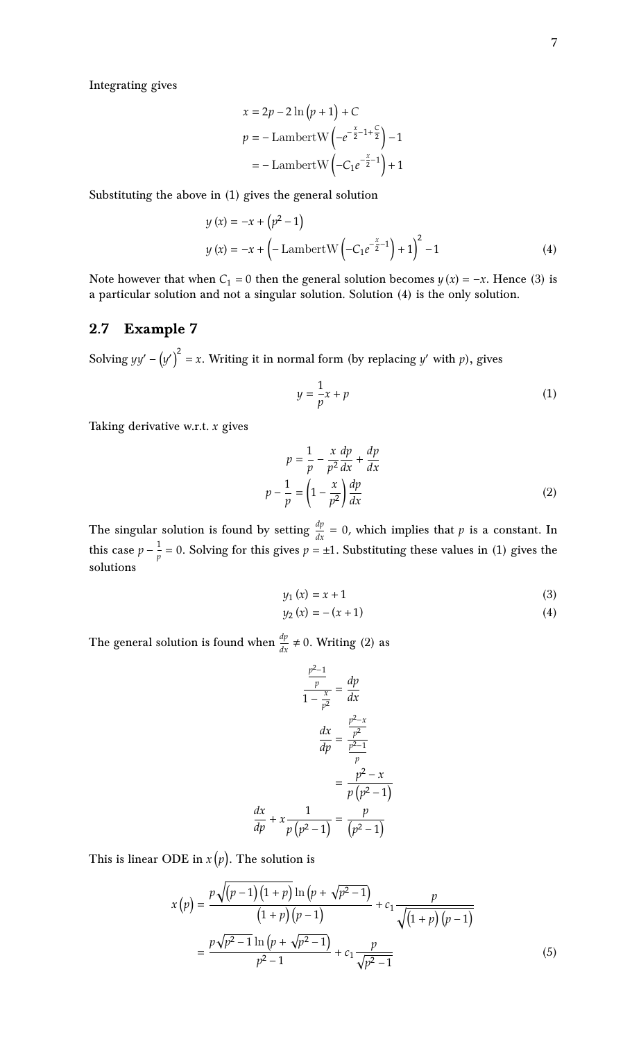Integrating gives

$$
\begin{aligned}
x &= 2p - 2\ln\left(p+1\right) + C \\
p &= -\operatorname{LambertW}\left(-e^{-\frac{x}{2}-1+\frac{C}{2}}\right) - 1 \\
&= -\operatorname{LambertW}\left(-C_1 e^{-\frac{x}{2}-1}\right) + 1
\end{aligned}
$$

Substituting the above in (1) gives the general solution

$$
\begin{aligned}
y(x) &= -x + \left(p^2 - 1\right) \\
y(x) &= -x + \left(-\operatorname{LambertW}\left(-C_1 e^{-\frac{x}{2}-1}\right) + 1\right)^2 - 1 \qquad (4)
\end{aligned}
$$

Note however that when $C_1 = 0$ then the general solution becomes $y(x) = -x$. Hence (3) is a particular solution and not a singular solution. Solution (4) is the only solution.

## 2.7 Example 7

Solving $yy' - \left(y'\right)^2 = x$. Writing it in normal form (by replacing $y'$ with $p$), gives

$$
y = \frac{1}{p}x + p \qquad (1)
$$

Taking derivative w.r.t. $x$ gives

$$
\begin{aligned}
p &= \frac{1}{p} - \frac{x}{p^2}\frac{dp}{dx} + \frac{dp}{dx} \\
p - \frac{1}{p} &= \left(1 - \frac{x}{p^2}\right)\frac{dp}{dx} \qquad (2)
\end{aligned}
$$

The singular solution is found by setting $\frac{dp}{dx} = 0$, which implies that $p$ is a constant. In this case $p - \frac{1}{p} = 0$. Solving for this gives $p = \pm 1$. Substituting these values in (1) gives the solutions

$$
\begin{aligned}
y_1(x) &= x + 1 \qquad (3) \\
y_2(x) &= -(x+1) \qquad (4)
\end{aligned}
$$

The general solution is found when $\frac{dp}{dx} \neq 0$. Writing (2) as

$$
\begin{aligned}
\frac{\frac{p^2-1}{p}}{1 - \frac{x}{p^2}} &= \frac{dp}{dx} \\
\frac{dx}{dp} &= \frac{\frac{p^2-x}{p^2}}{\frac{p^2-1}{p}} \\
&= \frac{p^2 - x}{p\left(p^2-1\right)} \\
\frac{dx}{dp} + x\frac{1}{p\left(p^2-1\right)} &= \frac{p}{\left(p^2-1\right)}
\end{aligned}
$$

This is linear ODE in $x\left(p\right)$. The solution is

$$
\begin{aligned}
x\left(p\right) &= \frac{p\sqrt{\left(p-1\right)\left(1+p\right)}\ln\left(p + \sqrt{p^2-1}\right)}{\left(1+p\right)\left(p-1\right)} + c_1\frac{p}{\sqrt{\left(1+p\right)\left(p-1\right)}} \\
&= \frac{p\sqrt{p^2-1}\ln\left(p+\sqrt{p^2-1}\right)}{p^2-1} + c_1\frac{p}{\sqrt{p^2-1}} \qquad (5)
\end{aligned}
$$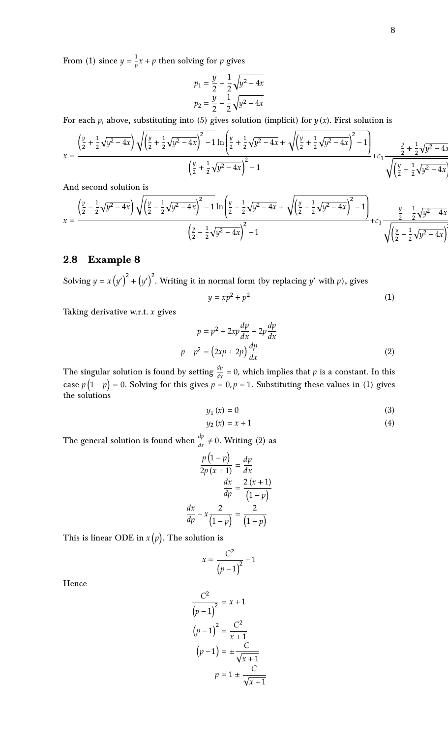From (1) since $y = \frac{1}{p}x + p$ then solving for $p$ gives

$$
\begin{aligned}
p_1 &= \frac{y}{2} + \frac{1}{2}\sqrt{y^2 - 4x} \\
p_2 &= \frac{y}{2} - \frac{1}{2}\sqrt{y^2 - 4x}
\end{aligned}
$$

For each $p_i$ above, substituting into (5) gives solution (implicit) for $y(x)$. First solution is

$$
x = \frac{\left(\frac{y}{2} + \frac{1}{2}\sqrt{y^2-4x}\right)\sqrt{\left(\frac{y}{2} + \frac{1}{2}\sqrt{y^2-4x}\right)^2 - 1}\,\ln\left(\frac{y}{2} + \frac{1}{2}\sqrt{y^2-4x} + \sqrt{\left(\frac{y}{2} + \frac{1}{2}\sqrt{y^2-4x}\right)^2 - 1}\right)}{\left(\frac{y}{2} + \frac{1}{2}\sqrt{y^2-4x}\right)^2 - 1} + c_1 \frac{\frac{y}{2} + \frac{1}{2}\sqrt{y^2-4x}}{\sqrt{\left(\frac{y}{2} + \frac{1}{2}\sqrt{y^2-4x}\right)^2 - 1}}
$$

And second solution is

$$
x = \frac{\left(\frac{y}{2} - \frac{1}{2}\sqrt{y^2-4x}\right)\sqrt{\left(\frac{y}{2} - \frac{1}{2}\sqrt{y^2-4x}\right)^2 - 1}\,\ln\left(\frac{y}{2} - \frac{1}{2}\sqrt{y^2-4x} + \sqrt{\left(\frac{y}{2} - \frac{1}{2}\sqrt{y^2-4x}\right)^2 - 1}\right)}{\left(\frac{y}{2} - \frac{1}{2}\sqrt{y^2-4x}\right)^2 - 1} + c_1 \frac{\frac{y}{2} - \frac{1}{2}\sqrt{y^2-4x}}{\sqrt{\left(\frac{y}{2} - \frac{1}{2}\sqrt{y^2-4x}\right)^2 - 1}}
$$

## 2.8 Example 8

Solving $y = x(y')^2 + (y')^2$. Writing it in normal form (by replacing $y'$ with $p$), gives

$$
y = xp^2 + p^2 \tag{1}
$$

Taking derivative w.r.t. $x$ gives

$$
\begin{aligned}
p &= p^2 + 2xp\frac{dp}{dx} + 2p\frac{dp}{dx} \\
p - p^2 &= (2xp + 2p)\frac{dp}{dx} \qquad (2)
\end{aligned}
$$

The singular solution is found by setting $\frac{dp}{dx} = 0$, which implies that $p$ is a constant. In this case $p(1-p) = 0$. Solving for this gives $p = 0, p = 1$. Substituting these values in (1) gives the solutions

$$
\begin{aligned}
y_1(x) &= 0 \qquad (3) \\
y_2(x) &= x + 1 \qquad (4)
\end{aligned}
$$

The general solution is found when $\frac{dp}{dx} \neq 0$. Writing (2) as

$$
\begin{aligned}
\frac{p(1-p)}{2p(x+1)} &= \frac{dp}{dx} \\
\frac{dx}{dp} &= \frac{2(x+1)}{(1-p)} \\
\frac{dx}{dp} - x\frac{2}{(1-p)} &= \frac{2}{(1-p)}
\end{aligned}
$$

This is linear ODE in $x(p)$. The solution is

$$
x = \frac{C^2}{(p-1)^2} - 1
$$

Hence

$$
\begin{aligned}
\frac{C^2}{(p-1)^2} &= x + 1 \\
(p-1)^2 &= \frac{C^2}{x+1} \\
(p-1) &= \pm\frac{C}{\sqrt{x+1}} \\
p &= 1 \pm \frac{C}{\sqrt{x+1}}
\end{aligned}
$$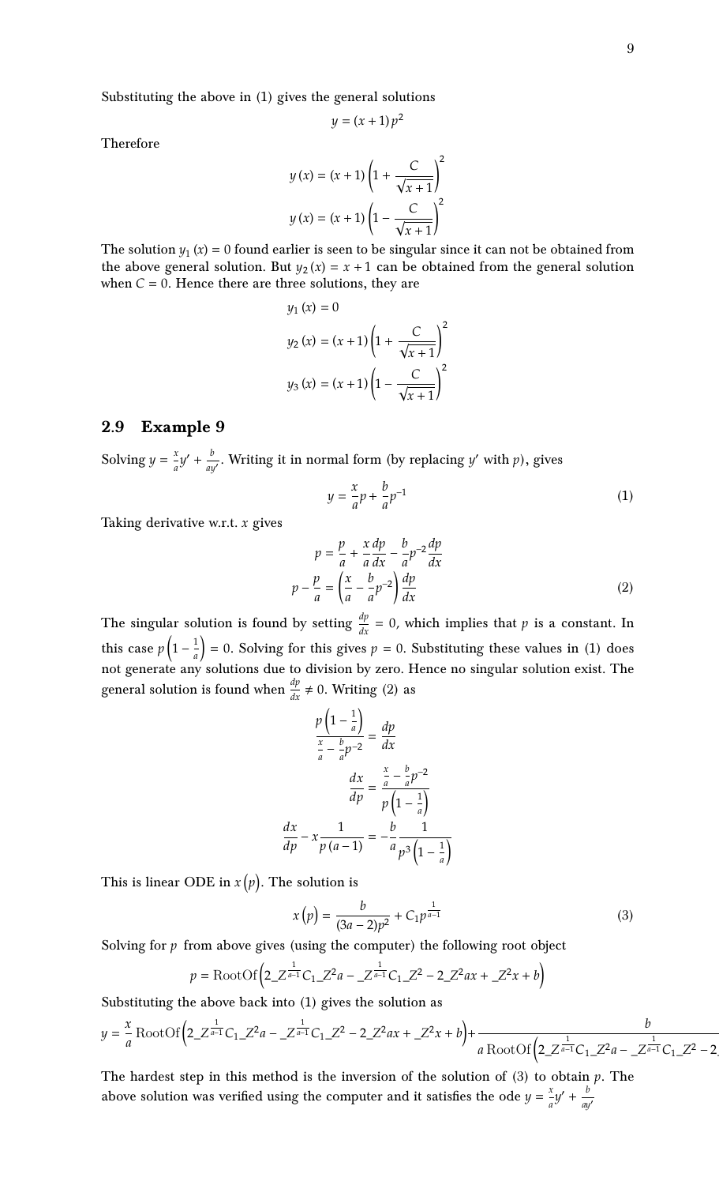Substituting the above in (1) gives the general solutions

$$y = (x+1)p^2$$

Therefore

$$y(x) = (x+1)\left(1 + \frac{C}{\sqrt{x+1}}\right)^2$$

$$y(x) = (x+1)\left(1 - \frac{C}{\sqrt{x+1}}\right)^2$$

The solution $y_1(x) = 0$ found earlier is seen to be singular since it can not be obtained from the above general solution. But $y_2(x) = x+1$ can be obtained from the general solution when $C = 0$. Hence there are three solutions, they are

$$y_1(x) = 0$$

$$y_2(x) = (x+1)\left(1 + \frac{C}{\sqrt{x+1}}\right)^2$$

$$y_3(x) = (x+1)\left(1 - \frac{C}{\sqrt{x+1}}\right)^2$$

## 2.9 Example 9

Solving $y = \frac{x}{a}y' + \frac{b}{ay'}$. Writing it in normal form (by replacing $y'$ with $p$), gives

$$y = \frac{x}{a}p + \frac{b}{a}p^{-1} \tag{1}$$

Taking derivative w.r.t. $x$ gives

$$p = \frac{p}{a} + \frac{x}{a}\frac{dp}{dx} - \frac{b}{a}p^{-2}\frac{dp}{dx}$$

$$p - \frac{p}{a} = \left(\frac{x}{a} - \frac{b}{a}p^{-2}\right)\frac{dp}{dx} \tag{2}$$

The singular solution is found by setting $\frac{dp}{dx} = 0$, which implies that $p$ is a constant. In this case $p\left(1 - \frac{1}{a}\right) = 0$. Solving for this gives $p = 0$. Substituting these values in (1) does not generate any solutions due to division by zero. Hence no singular solution exist. The general solution is found when $\frac{dp}{dx} \neq 0$. Writing (2) as

$$\frac{p\left(1 - \frac{1}{a}\right)}{\frac{x}{a} - \frac{b}{a}p^{-2}} = \frac{dp}{dx}$$

$$\frac{dx}{dp} = \frac{\frac{x}{a} - \frac{b}{a}p^{-2}}{p\left(1 - \frac{1}{a}\right)}$$

$$\frac{dx}{dp} - x\frac{1}{p(a-1)} = -\frac{b}{a}\frac{1}{p^3\left(1 - \frac{1}{a}\right)}$$

This is linear ODE in $x(p)$. The solution is

$$x(p) = \frac{b}{(3a-2)p^2} + C_1 p^{\frac{1}{a-1}} \tag{3}$$

Solving for $p$ from above gives (using the computer) the following root object

$$p = \operatorname{RootOf}\left(2\_Z^{\frac{1}{a-1}}C_1\_Z^2 a - \_Z^{\frac{1}{a-1}}C_1\_Z^2 - 2\_Z^2 ax + \_Z^2 x + b\right)$$

Substituting the above back into (1) gives the solution as

$$y = \frac{x}{a}\operatorname{RootOf}\left(2\_Z^{\frac{1}{a-1}}C_1\_Z^2 a - \_Z^{\frac{1}{a-1}}C_1\_Z^2 - 2\_Z^2 ax + \_Z^2 x + b\right) + \frac{b}{a\operatorname{RootOf}\left(2\_Z^{\frac{1}{a-1}}C_1\_Z^2 a - \_Z^{\frac{1}{a-1}}C_1\_Z^2 - 2\right.}$$

The hardest step in this method is the inversion of the solution of (3) to obtain $p$. The above solution was verified using the computer and it satisfies the ode $y = \frac{x}{a}y' + \frac{b}{ay'}$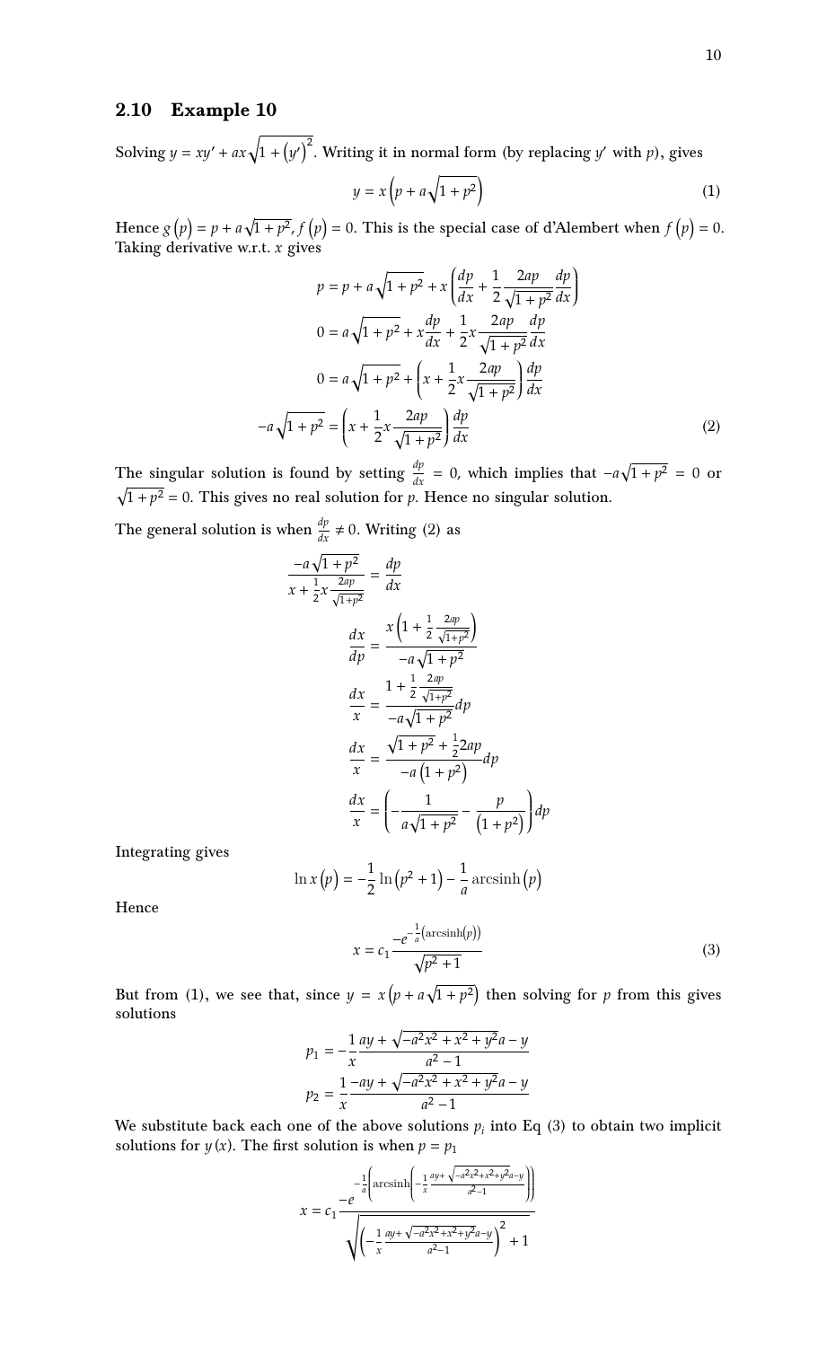## 2.10 Example 10

Solving $y = xy' + ax\sqrt{1+\left(y'\right)^2}$. Writing it in normal form (by replacing $y'$ with $p$), gives

$$y = x\left(p + a\sqrt{1+p^2}\right) \tag{1}$$

Hence $g\left(p\right) = p + a\sqrt{1+p^2}$, $f\left(p\right) = 0$. This is the special case of d'Alembert when $f\left(p\right) = 0$. Taking derivative w.r.t. $x$ gives

$$\begin{aligned}
p &= p + a\sqrt{1+p^2} + x\left(\frac{dp}{dx} + \frac{1}{2}\frac{2ap}{\sqrt{1+p^2}}\frac{dp}{dx}\right) \\
0 &= a\sqrt{1+p^2} + x\frac{dp}{dx} + \frac{1}{2}x\frac{2ap}{\sqrt{1+p^2}}\frac{dp}{dx} \\
0 &= a\sqrt{1+p^2} + \left(x + \frac{1}{2}x\frac{2ap}{\sqrt{1+p^2}}\right)\frac{dp}{dx} \\
-a\sqrt{1+p^2} &= \left(x + \frac{1}{2}x\frac{2ap}{\sqrt{1+p^2}}\right)\frac{dp}{dx} \qquad (2)
\end{aligned}$$

The singular solution is found by setting $\frac{dp}{dx} = 0$, which implies that $-a\sqrt{1+p^2} = 0$ or $\sqrt{1+p^2} = 0$. This gives no real solution for $p$. Hence no singular solution.

The general solution is when $\frac{dp}{dx} \neq 0$. Writing (2) as

$$\begin{aligned}
\frac{-a\sqrt{1+p^2}}{x + \frac{1}{2}x\frac{2ap}{\sqrt{1+p^2}}} &= \frac{dp}{dx} \\
\frac{dx}{dp} &= \frac{x\left(1 + \frac{1}{2}\frac{2ap}{\sqrt{1+p^2}}\right)}{-a\sqrt{1+p^2}} \\
\frac{dx}{x} &= \frac{1 + \frac{1}{2}\frac{2ap}{\sqrt{1+p^2}}}{-a\sqrt{1+p^2}}dp \\
\frac{dx}{x} &= \frac{\sqrt{1+p^2} + \frac{1}{2}2ap}{-a\left(1+p^2\right)}dp \\
\frac{dx}{x} &= \left(-\frac{1}{a\sqrt{1+p^2}} - \frac{p}{\left(1+p^2\right)}\right)dp
\end{aligned}$$

Integrating gives

$$\ln x\left(p\right) = -\frac{1}{2}\ln\left(p^2+1\right) - \frac{1}{a}\operatorname{arcsinh}\left(p\right)$$

Hence

$$x = c_1\frac{-e^{-\frac{1}{a}\left(\operatorname{arcsinh}\left(p\right)\right)}}{\sqrt{p^2+1}} \tag{3}$$

But from (1), we see that, since $y = x\left(p + a\sqrt{1+p^2}\right)$ then solving for $p$ from this gives solutions

$$\begin{aligned}
p_1 &= -\frac{1}{x}\frac{ay + \sqrt{-a^2x^2 + x^2 + y^2}a - y}{a^2-1} \\
p_2 &= \frac{1}{x}\frac{-ay + \sqrt{-a^2x^2 + x^2 + y^2}a - y}{a^2-1}
\end{aligned}$$

We substitute back each one of the above solutions $p_i$ into Eq (3) to obtain two implicit solutions for $y\left(x\right)$. The first solution is when $p = p_1$

$$x = c_1\frac{-e^{-\frac{1}{a}\left(\operatorname{arcsinh}\left(-\frac{1}{x}\frac{ay + \sqrt{-a^2x^2+x^2+y^2}a - y}{a^2-1}\right)\right)}}{\sqrt{\left(-\frac{1}{x}\frac{ay + \sqrt{-a^2x^2+x^2+y^2}a - y}{a^2-1}\right)^2 + 1}}$$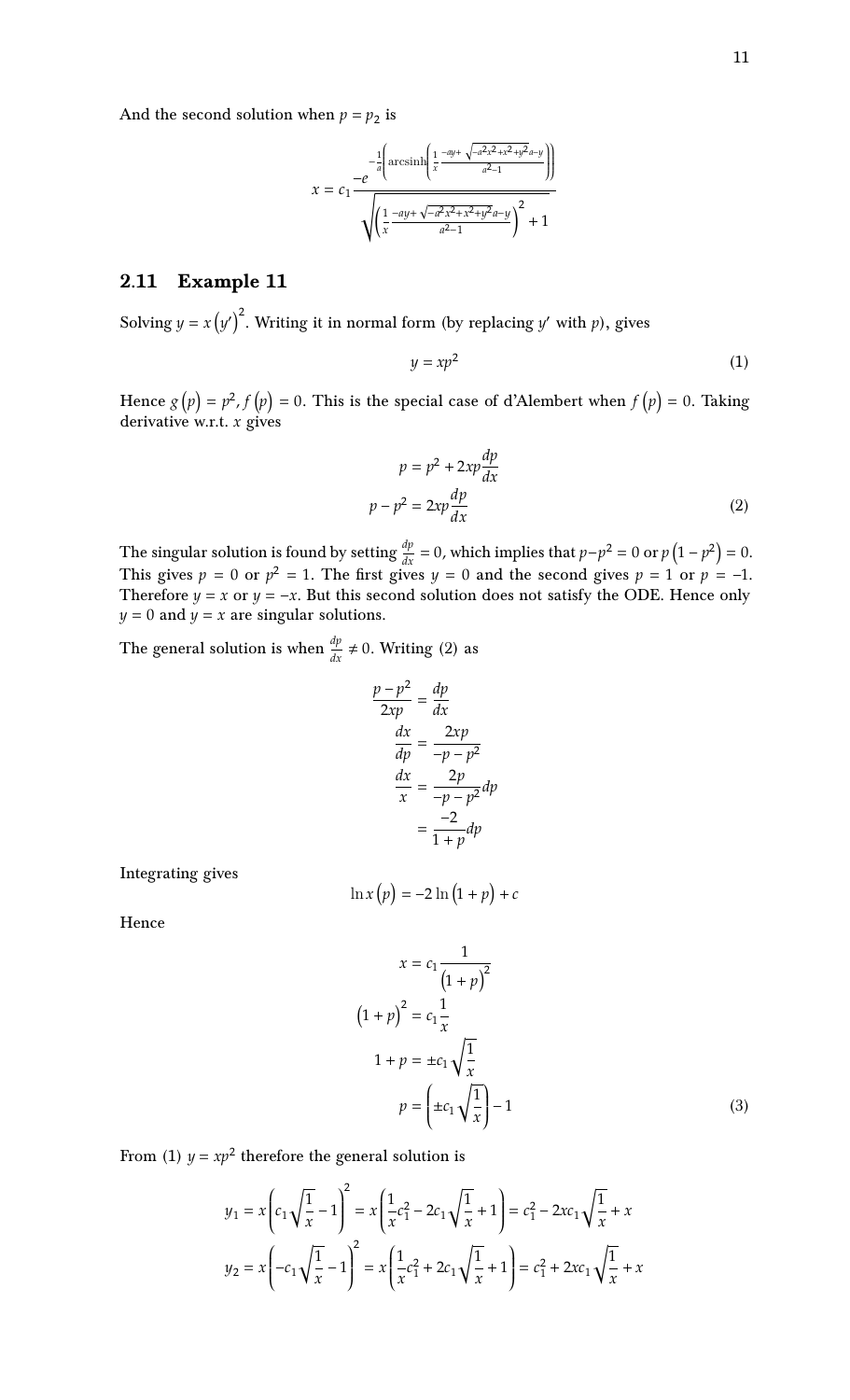And the second solution when $p = p_2$ is

$$x = c_1 \frac{-e^{-\frac{1}{a}\left(\operatorname{arcsinh}\left(\frac{1}{x}\frac{-ay+\sqrt{-a^2x^2+x^2+y^2}a-y}{a^2-1}\right)\right)}}{\sqrt{\left(\frac{1}{x}\frac{-ay+\sqrt{-a^2x^2+x^2+y^2}a-y}{a^2-1}\right)^2+1}}$$

## 2.11 Example 11

Solving $y = x\left(y'\right)^2$. Writing it in normal form (by replacing $y'$ with $p$), gives

$$y = xp^2 \tag{1}$$

Hence $g\left(p\right) = p^2, f\left(p\right) = 0$. This is the special case of d'Alembert when $f\left(p\right) = 0$. Taking derivative w.r.t. $x$ gives

$$\begin{aligned} p &= p^2 + 2xp\frac{dp}{dx} \\ p - p^2 &= 2xp\frac{dp}{dx} \end{aligned} \tag{2}$$

The singular solution is found by setting $\frac{dp}{dx} = 0$, which implies that $p - p^2 = 0$ or $p\left(1 - p^2\right) = 0$. This gives $p = 0$ or $p^2 = 1$. The first gives $y = 0$ and the second gives $p = 1$ or $p = -1$. Therefore $y = x$ or $y = -x$. But this second solution does not satisfy the ODE. Hence only $y = 0$ and $y = x$ are singular solutions.

The general solution is when $\frac{dp}{dx} \neq 0$. Writing (2) as

$$\begin{aligned} \frac{p - p^2}{2xp} &= \frac{dp}{dx} \\ \frac{dx}{dp} &= \frac{2xp}{-p - p^2} \\ \frac{dx}{x} &= \frac{2p}{-p - p^2}dp \\ &= \frac{-2}{1 + p}dp \end{aligned}$$

Integrating gives

$$\ln x\left(p\right) = -2\ln\left(1 + p\right) + c$$

Hence

$$\begin{aligned} x &= c_1\frac{1}{\left(1 + p\right)^2} \\ \left(1 + p\right)^2 &= c_1\frac{1}{x} \\ 1 + p &= \pm c_1\sqrt{\frac{1}{x}} \\ p &= \left(\pm c_1\sqrt{\frac{1}{x}}\right) - 1 \end{aligned} \tag{3}$$

From (1) $y = xp^2$ therefore the general solution is

$$\begin{aligned} y_1 &= x\left(c_1\sqrt{\frac{1}{x}} - 1\right)^2 = x\left(\frac{1}{x}c_1^2 - 2c_1\sqrt{\frac{1}{x}} + 1\right) = c_1^2 - 2xc_1\sqrt{\frac{1}{x}} + x \\ y_2 &= x\left(-c_1\sqrt{\frac{1}{x}} - 1\right)^2 = x\left(\frac{1}{x}c_1^2 + 2c_1\sqrt{\frac{1}{x}} + 1\right) = c_1^2 + 2xc_1\sqrt{\frac{1}{x}} + x \end{aligned}$$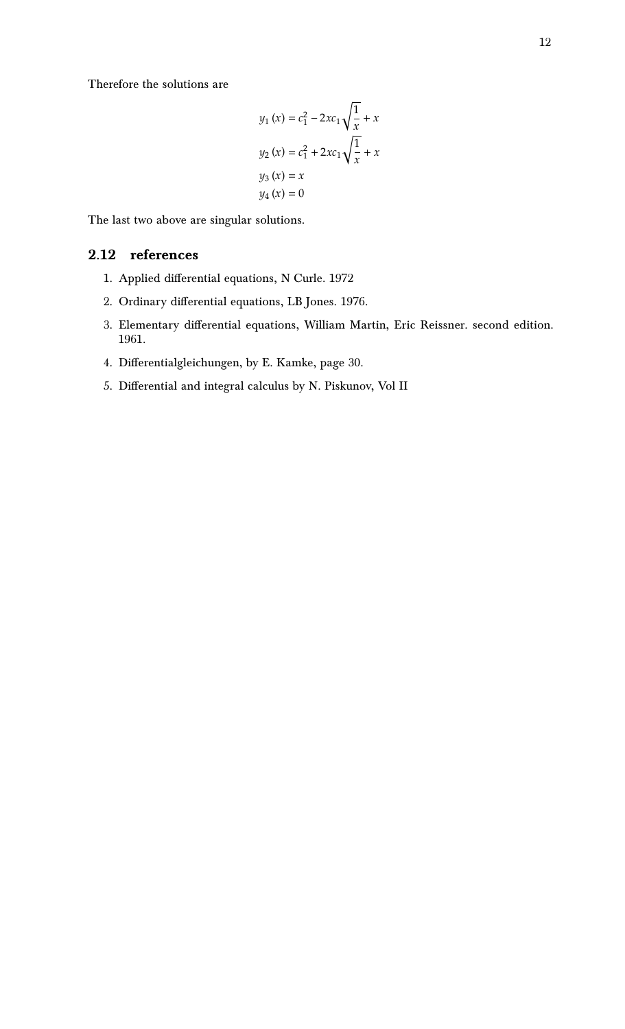Therefore the solutions are

$$
\begin{aligned}
y_1(x) &= c_1^2 - 2xc_1\sqrt{\frac{1}{x}} + x \\
y_2(x) &= c_1^2 + 2xc_1\sqrt{\frac{1}{x}} + x \\
y_3(x) &= x \\
y_4(x) &= 0
\end{aligned}
$$

The last two above are singular solutions.

## 2.12 references

1. Applied differential equations, N Curle. 1972
2. Ordinary differential equations, LB Jones. 1976.
3. Elementary differential equations, William Martin, Eric Reissner. second edition. 1961.
4. Differentialgleichungen, by E. Kamke, page 30.
5. Differential and integral calculus by N. Piskunov, Vol II